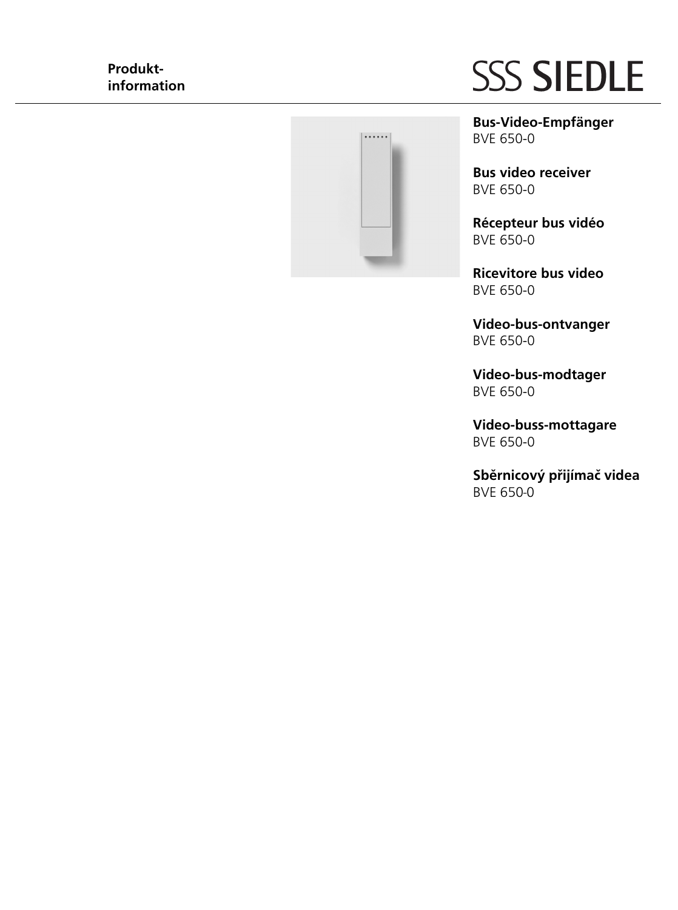**Produkt-
information**

SSS SIEDLE

**Bus-Video-Empfänger**
BVE 650-0

**Bus video receiver**
BVE 650-0

**Récepteur bus vidéo**
BVE 650-0

**Ricevitore bus video**
BVE 650-0

**Video-bus-ontvanger**
BVE 650-0

**Video-bus-modtager**
BVE 650-0

**Video-buss-mottagare**
BVE 650-0

**Sběrnicový přijímač videa**
BVE 650-0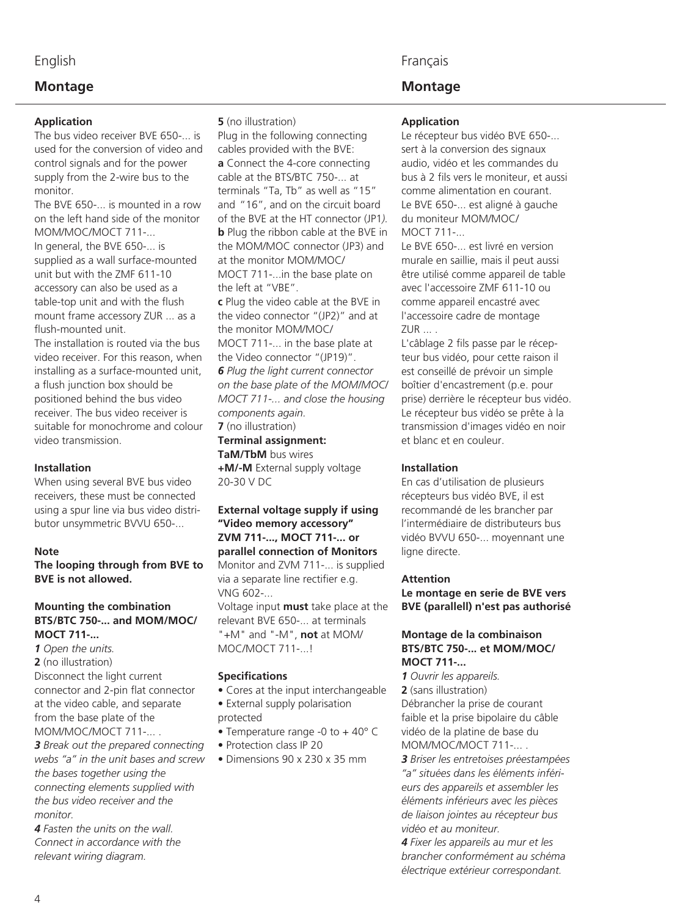English

## Montage

### Application

The bus video receiver BVE 650-... is used for the conversion of video and control signals and for the power supply from the 2-wire bus to the monitor.

The BVE 650-... is mounted in a row on the left hand side of the monitor MOM/MOC/MOCT 711-...

In general, the BVE 650-... is supplied as a wall surface-mounted unit but with the ZMF 611-10 accessory can also be used as a table-top unit and with the flush mount frame accessory ZUR ... as a flush-mounted unit.

The installation is routed via the bus video receiver. For this reason, when installing as a surface-mounted unit, a flush junction box should be positioned behind the bus video receiver. The bus video receiver is suitable for monochrome and colour video transmission.

### Installation

When using several BVE bus video receivers, these must be connected using a spur line via bus video distributor unsymmetric BVVU 650-...

**Note**

**The looping through from BVE to BVE is not allowed.**

### Mounting the combination BTS/BTC 750-... and MOM/MOC/MOCT 711-...

***1*** *Open the units.*

**2** (no illustration)
Disconnect the light current connector and 2-pin flat connector at the video cable, and separate from the base plate of the MOM/MOC/MOCT 711-... .

***3*** *Break out the prepared connecting webs "a" in the unit bases and screw the bases together using the connecting elements supplied with the bus video receiver and the monitor.*

***4*** *Fasten the units on the wall. Connect in accordance with the relevant wiring diagram.*

**5** (no illustration)
Plug in the following connecting cables provided with the BVE:

**a** Connect the 4-core connecting cable at the BTS/BTC 750-... at terminals "Ta, Tb" as well as "15" and "16", and on the circuit board of the BVE at the HT connector (JP1).

**b** Plug the ribbon cable at the BVE in the MOM/MOC connector (JP3) and at the monitor MOM/MOC/MOCT 711-...in the base plate on the left at "VBE".

**c** Plug the video cable at the BVE in the video connector "(JP2)" and at the monitor MOM/MOC/MOCT 711-... in the base plate at the Video connector "(JP19)".

***6*** *Plug the light current connector on the base plate of the MOM/MOC/MOCT 711-... and close the housing components again.*

**7** (no illustration)

**Terminal assignment:**

**TaM/TbM** bus wires

**+M/-M** External supply voltage 20-30 V DC

### External voltage supply if using "Video memory accessory" ZVM 711-..., MOCT 711-... or parallel connection of Monitors

Monitor and ZVM 711-... is supplied via a separate line rectifier e.g. VNG 602-...

Voltage input **must** take place at the relevant BVE 650-... at terminals "+M" and "-M", **not** at MOM/MOC/MOCT 711-...!

### Specifications

- Cores at the input interchangeable
- External supply polarisation protected
- Temperature range -0 to + 40° C
- Protection class IP 20
- Dimensions 90 x 230 x 35 mm

Français

## Montage

### Application

Le récepteur bus vidéo BVE 650-... sert à la conversion des signaux audio, vidéo et les commandes du bus à 2 fils vers le moniteur, et aussi comme alimentation en courant.

Le BVE 650-... est aligné à gauche du moniteur MOM/MOC/MOCT 711-...

Le BVE 650-... est livré en version murale en saillie, mais il peut aussi être utilisé comme appareil de table avec l'accessoire ZMF 611-10 ou comme appareil encastré avec l'accessoire cadre de montage ZUR ... .

L'câblage 2 fils passe par le récepteur bus vidéo, pour cette raison il est conseillé de prévoir un simple boîtier d'encastrement (p.e. pour prise) derrière le récepteur bus vidéo. Le récepteur bus vidéo se prête à la transmission d'images vidéo en noir et blanc et en couleur.

### Installation

En cas d'utilisation de plusieurs récepteurs bus vidéo BVE, il est recommandé de les brancher par l'intermédiaire de distributeurs bus vidéo BVVU 650-... moyennant une ligne directe.

**Attention**

**Le montage en serie de BVE vers BVE (parallell) n'est pas authorisé**

### Montage de la combinaison BTS/BTC 750-... et MOM/MOC/MOCT 711-...

***1*** *Ouvrir les appareils.*

**2** (sans illustration)
Débrancher la prise de courant faible et la prise bipolaire du câble vidéo de la platine de base du MOM/MOC/MOCT 711-... .

***3*** *Briser les entretoises préestampées "a" situées dans les éléments inférieurs des appareils et assembler les éléments inférieurs avec les pièces de liaison jointes au récepteur bus vidéo et au moniteur.*

***4*** *Fixer les appareils au mur et les brancher conformément au schéma électrique extérieur correspondant.*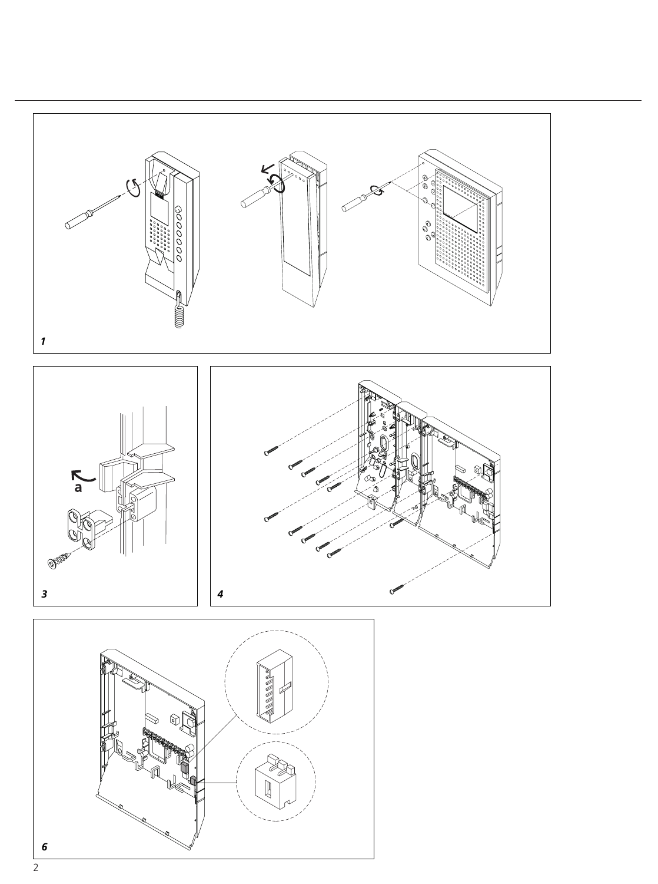1

a

3

4

6